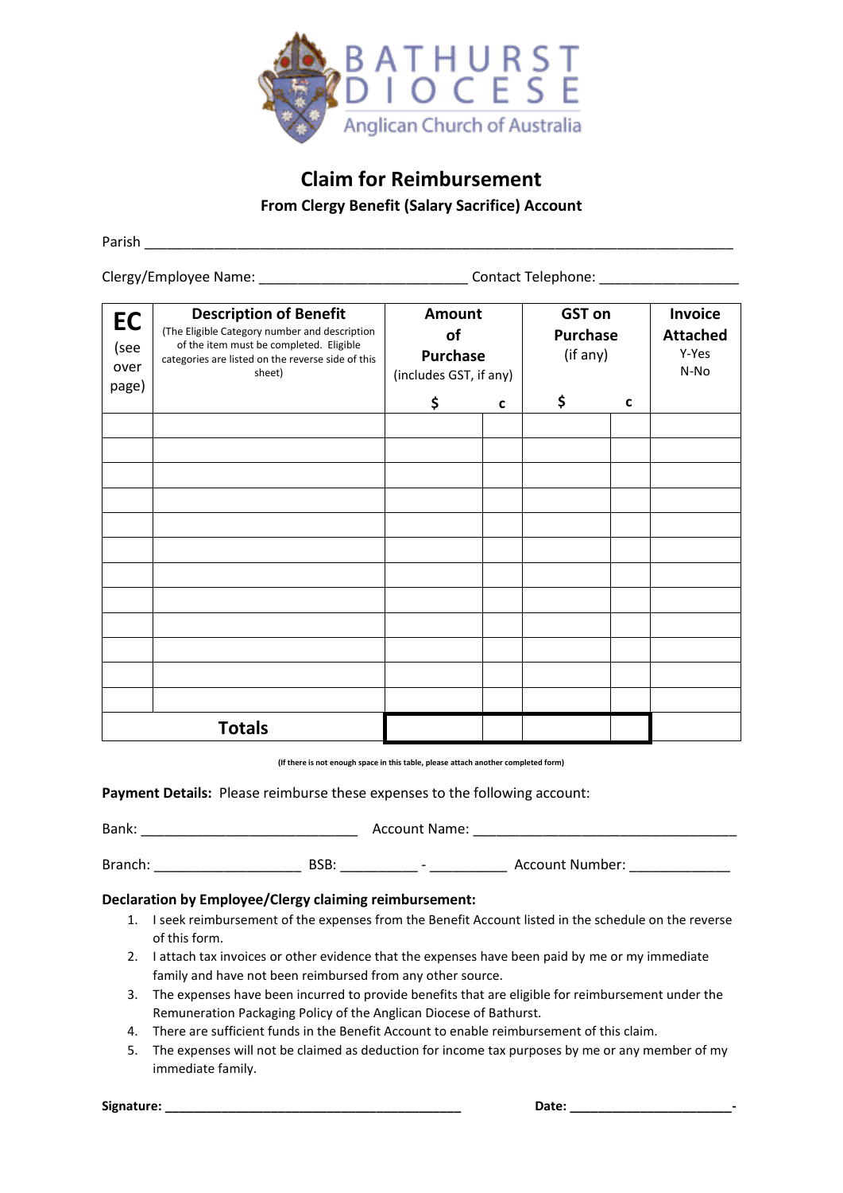BATHURST DIOCESE

Anglican Church of Australia

# Claim for Reimbursement

**From Clergy Benefit (Salary Sacrifice) Account**

Parish ___________________________________________________________________________

Clergy/Employee Name: __________________________ Contact Telephone: __________________

| **EC** (see over page) | **Description of Benefit** (The Eligible Category number and description of the item must be completed. Eligible categories are listed on the reverse side of this sheet) | **Amount of Purchase** (includes GST, if any) | | **GST on Purchase** (if any) | | **Invoice Attached** Y-Yes N-No |
|---|---|---|---|---|---|---|
| | | **$** | **c** | **$** | **c** | |
| | | | | | | |
| | | | | | | |
| | | | | | | |
| | | | | | | |
| | | | | | | |
| | | | | | | |
| | | | | | | |
| | | | | | | |
| | | | | | | |
| | | | | | | |
| | | | | | | |
| | | | | | | |
| **Totals** | | | | | | |

(If there is not enough space in this table, please attach another completed form)

**Payment Details:** Please reimburse these expenses to the following account:

Bank: ____________________________ Account Name: ___________________________________

Branch: ___________________ BSB: __________ - __________ Account Number: _____________

**Declaration by Employee/Clergy claiming reimbursement:**

1. I seek reimbursement of the expenses from the Benefit Account listed in the schedule on the reverse of this form.
2. I attach tax invoices or other evidence that the expenses have been paid by me or my immediate family and have not been reimbursed from any other source.
3. The expenses have been incurred to provide benefits that are eligible for reimbursement under the Remuneration Packaging Policy of the Anglican Diocese of Bathurst.
4. There are sufficient funds in the Benefit Account to enable reimbursement of this claim.
5. The expenses will not be claimed as deduction for income tax purposes by me or any member of my immediate family.

**Signature: ____________________________________________ Date: _______________________-**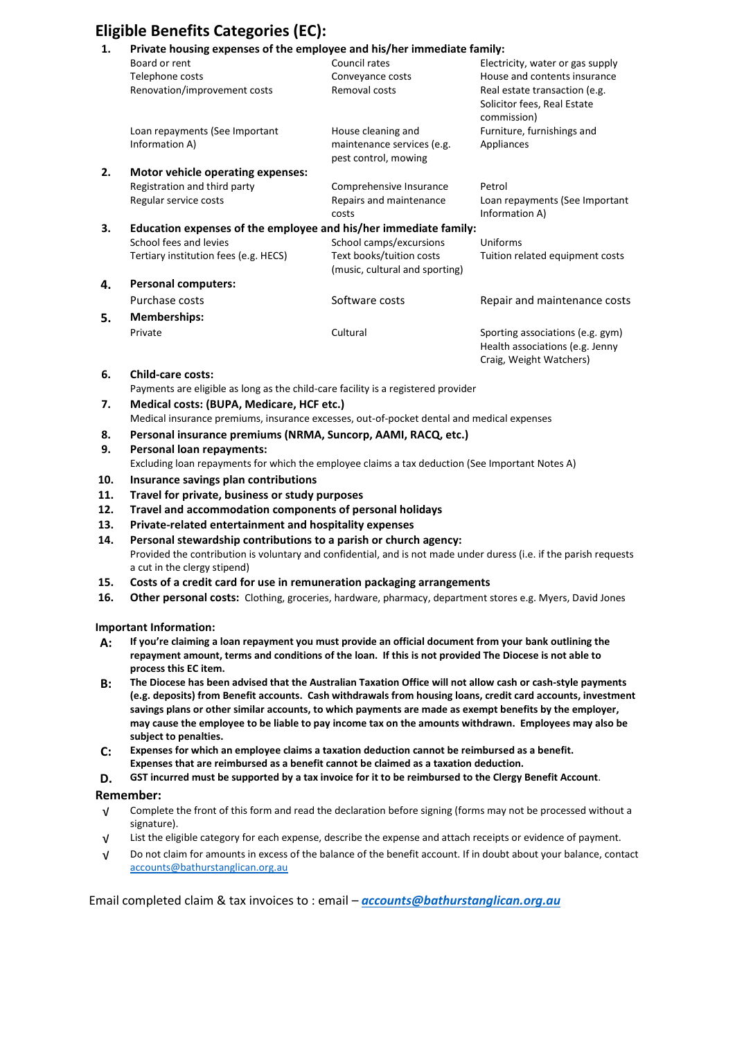# Eligible Benefits Categories (EC):

**1. Private housing expenses of the employee and his/her immediate family:**

| | | |
|---|---|---|
| Board or rent | Council rates | Electricity, water or gas supply |
| Telephone costs | Conveyance costs | House and contents insurance |
| Renovation/improvement costs | Removal costs | Real estate transaction (e.g. Solicitor fees, Real Estate commission) |
| Loan repayments (See Important Information A) | House cleaning and maintenance services (e.g. pest control, mowing | Furniture, furnishings and Appliances |

**2. Motor vehicle operating expenses:**

| | | |
|---|---|---|
| Registration and third party | Comprehensive Insurance | Petrol |
| Regular service costs | Repairs and maintenance costs | Loan repayments (See Important Information A) |

**3. Education expenses of the employee and his/her immediate family:**

| | | |
|---|---|---|
| School fees and levies | School camps/excursions | Uniforms |
| Tertiary institution fees (e.g. HECS) | Text books/tuition costs (music, cultural and sporting) | Tuition related equipment costs |

**4. Personal computers:**

| | | |
|---|---|---|
| Purchase costs | Software costs | Repair and maintenance costs |

**5. Memberships:**

| | | |
|---|---|---|
| Private | Cultural | Sporting associations (e.g. gym) Health associations (e.g. Jenny Craig, Weight Watchers) |

**6. Child-care costs:**
Payments are eligible as long as the child-care facility is a registered provider

**7. Medical costs: (BUPA, Medicare, HCF etc.)**
Medical insurance premiums, insurance excesses, out-of-pocket dental and medical expenses

**8. Personal insurance premiums (NRMA, Suncorp, AAMI, RACQ, etc.)**

**9. Personal loan repayments:**
Excluding loan repayments for which the employee claims a tax deduction (See Important Notes A)

**10. Insurance savings plan contributions**

**11. Travel for private, business or study purposes**

**12. Travel and accommodation components of personal holidays**

**13. Private-related entertainment and hospitality expenses**

**14. Personal stewardship contributions to a parish or church agency:**
Provided the contribution is voluntary and confidential, and is not made under duress (i.e. if the parish requests a cut in the clergy stipend)

**15. Costs of a credit card for use in remuneration packaging arrangements**

**16. Other personal costs:** Clothing, groceries, hardware, pharmacy, department stores e.g. Myers, David Jones

**Important Information:**

**A:** **If you're claiming a loan repayment you must provide an official document from your bank outlining the repayment amount, terms and conditions of the loan. If this is not provided The Diocese is not able to process this EC item.**

**B:** **The Diocese has been advised that the Australian Taxation Office will not allow cash or cash-style payments (e.g. deposits) from Benefit accounts. Cash withdrawals from housing loans, credit card accounts, investment savings plans or other similar accounts, to which payments are made as exempt benefits by the employer, may cause the employee to be liable to pay income tax on the amounts withdrawn. Employees may also be subject to penalties.**

**C:** **Expenses for which an employee claims a taxation deduction cannot be reimbursed as a benefit. Expenses that are reimbursed as a benefit cannot be claimed as a taxation deduction.**

**D.** **GST incurred must be supported by a tax invoice for it to be reimbursed to the Clergy Benefit Account**.

**Remember:**

√ Complete the front of this form and read the declaration before signing (forms may not be processed without a signature).

√ List the eligible category for each expense, describe the expense and attach receipts or evidence of payment.

√ Do not claim for amounts in excess of the balance of the benefit account. If in doubt about your balance, contact accounts@bathurstanglican.org.au

Email completed claim & tax invoices to : email – ***accounts@bathurstanglican.org.au***